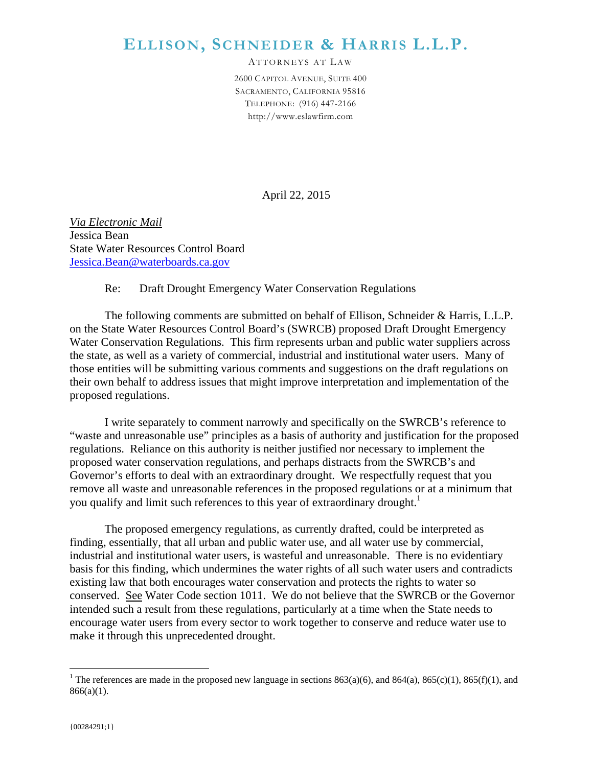# ELLISON, SCHNEIDER & HARRIS L.L.P.

ATTORNEYS AT LAW

2600 CAPITOL AVENUE, SUITE 400
SACRAMENTO, CALIFORNIA 95816
TELEPHONE: (916) 447-2166
http://www.eslawfirm.com

April 22, 2015

*Via Electronic Mail*
Jessica Bean
State Water Resources Control Board
Jessica.Bean@waterboards.ca.gov

Re: Draft Drought Emergency Water Conservation Regulations

The following comments are submitted on behalf of Ellison, Schneider & Harris, L.L.P. on the State Water Resources Control Board's (SWRCB) proposed Draft Drought Emergency Water Conservation Regulations. This firm represents urban and public water suppliers across the state, as well as a variety of commercial, industrial and institutional water users. Many of those entities will be submitting various comments and suggestions on the draft regulations on their own behalf to address issues that might improve interpretation and implementation of the proposed regulations.

I write separately to comment narrowly and specifically on the SWRCB's reference to "waste and unreasonable use" principles as a basis of authority and justification for the proposed regulations. Reliance on this authority is neither justified nor necessary to implement the proposed water conservation regulations, and perhaps distracts from the SWRCB's and Governor's efforts to deal with an extraordinary drought. We respectfully request that you remove all waste and unreasonable references in the proposed regulations or at a minimum that you qualify and limit such references to this year of extraordinary drought.[1]

The proposed emergency regulations, as currently drafted, could be interpreted as finding, essentially, that all urban and public water use, and all water use by commercial, industrial and institutional water users, is wasteful and unreasonable. There is no evidentiary basis for this finding, which undermines the water rights of all such water users and contradicts existing law that both encourages water conservation and protects the rights to water so conserved. See Water Code section 1011. We do not believe that the SWRCB or the Governor intended such a result from these regulations, particularly at a time when the State needs to encourage water users from every sector to work together to conserve and reduce water use to make it through this unprecedented drought.

---

[1] The references are made in the proposed new language in sections 863(a)(6), and 864(a), 865(c)(1), 865(f)(1), and 866(a)(1).

{00284291;1}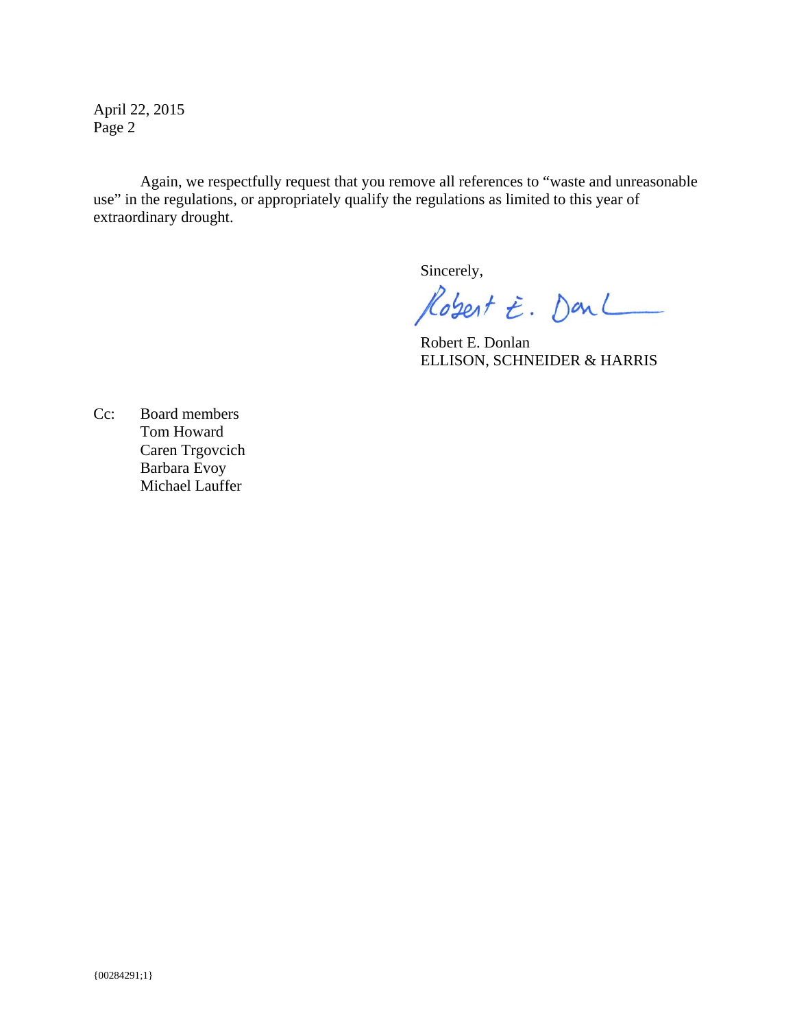Again, we respectfully request that you remove all references to "waste and unreasonable use" in the regulations, or appropriately qualify the regulations as limited to this year of extraordinary drought.

Sincerely,

Robert E. Donlan
ELLISON, SCHNEIDER & HARRIS

Cc: Board members
Tom Howard
Caren Trgovcich
Barbara Evoy
Michael Lauffer

{00284291;1}